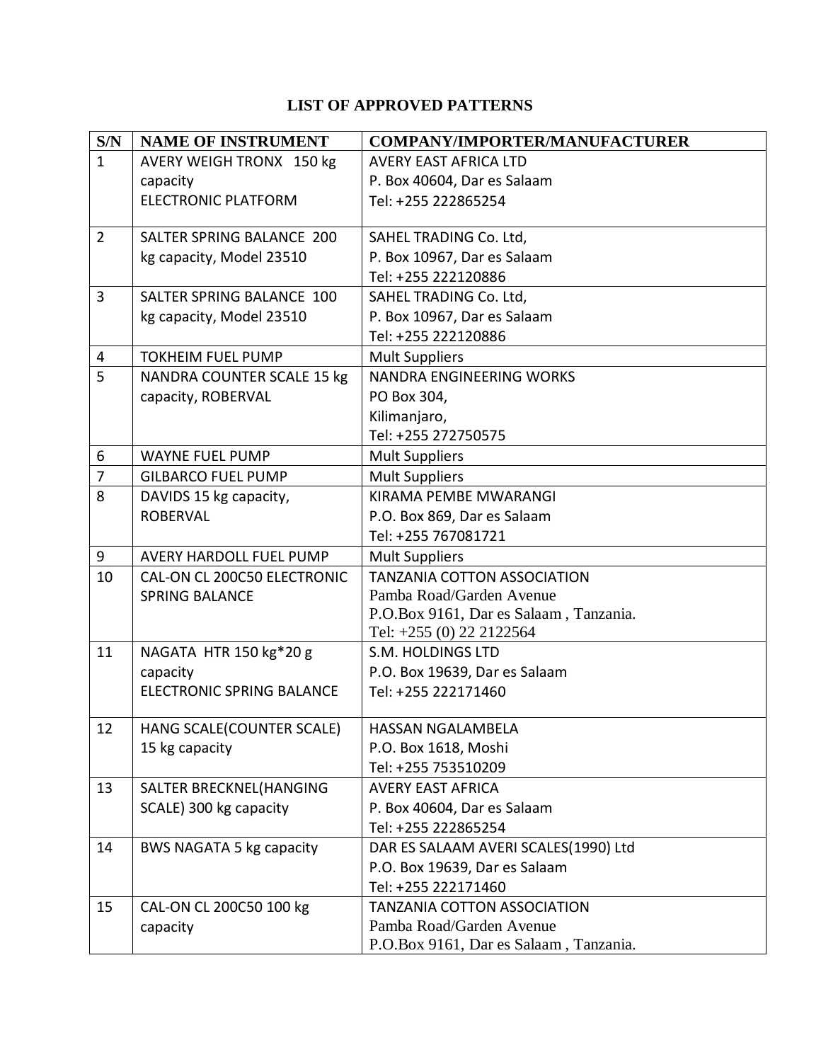# LIST OF APPROVED PATTERNS

| S/N | NAME OF INSTRUMENT | COMPANY/IMPORTER/MANUFACTURER |
|---|---|---|
| 1 | AVERY WEIGH TRONX 150 kg capacity ELECTRONIC PLATFORM | AVERY EAST AFRICA LTD P. Box 40604, Dar es Salaam Tel: +255 222865254 |
| 2 | SALTER SPRING BALANCE 200 kg capacity, Model 23510 | SAHEL TRADING Co. Ltd, P. Box 10967, Dar es Salaam Tel: +255 222120886 |
| 3 | SALTER SPRING BALANCE 100 kg capacity, Model 23510 | SAHEL TRADING Co. Ltd, P. Box 10967, Dar es Salaam Tel: +255 222120886 |
| 4 | TOKHEIM FUEL PUMP | Mult Suppliers |
| 5 | NANDRA COUNTER SCALE 15 kg capacity, ROBERVAL | NANDRA ENGINEERING WORKS PO Box 304, Kilimanjaro, Tel: +255 272750575 |
| 6 | WAYNE FUEL PUMP | Mult Suppliers |
| 7 | GILBARCO FUEL PUMP | Mult Suppliers |
| 8 | DAVIDS 15 kg capacity, ROBERVAL | KIRAMA PEMBE MWARANGI P.O. Box 869, Dar es Salaam Tel: +255 767081721 |
| 9 | AVERY HARDOLL FUEL PUMP | Mult Suppliers |
| 10 | CAL-ON CL 200C50 ELECTRONIC SPRING BALANCE | TANZANIA COTTON ASSOCIATION Pamba Road/Garden Avenue P.O.Box 9161, Dar es Salaam , Tanzania. Tel: +255 (0) 22 2122564 |
| 11 | NAGATA HTR 150 kg*20 g capacity ELECTRONIC SPRING BALANCE | S.M. HOLDINGS LTD P.O. Box 19639, Dar es Salaam Tel: +255 222171460 |
| 12 | HANG SCALE(COUNTER SCALE) 15 kg capacity | HASSAN NGALAMBELA P.O. Box 1618, Moshi Tel: +255 753510209 |
| 13 | SALTER BRECKNEL(HANGING SCALE) 300 kg capacity | AVERY EAST AFRICA P. Box 40604, Dar es Salaam Tel: +255 222865254 |
| 14 | BWS NAGATA 5 kg capacity | DAR ES SALAAM AVERI SCALES(1990) Ltd P.O. Box 19639, Dar es Salaam Tel: +255 222171460 |
| 15 | CAL-ON CL 200C50 100 kg capacity | TANZANIA COTTON ASSOCIATION Pamba Road/Garden Avenue P.O.Box 9161, Dar es Salaam , Tanzania. |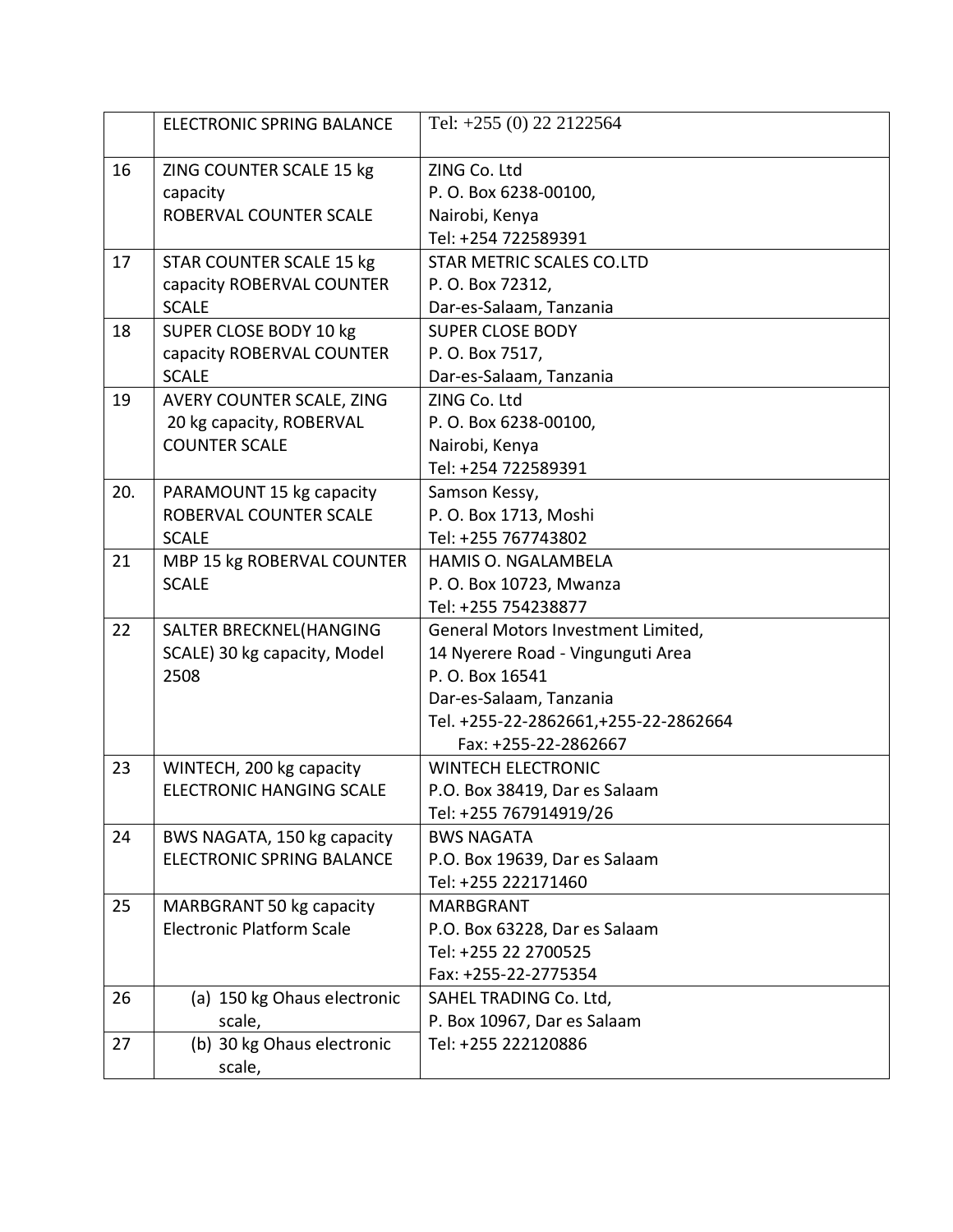|  |  |  |
|---|---|---|
|  | ELECTRONIC SPRING BALANCE | Tel: +255 (0) 22 2122564 |
| 16 | ZING COUNTER SCALE 15 kg capacity<br>ROBERVAL COUNTER SCALE | ZING Co. Ltd<br>P. O. Box 6238-00100,<br>Nairobi, Kenya<br>Tel: +254 722589391 |
| 17 | STAR COUNTER SCALE 15 kg capacity ROBERVAL COUNTER SCALE | STAR METRIC SCALES CO.LTD<br>P. O. Box 72312,<br>Dar-es-Salaam, Tanzania |
| 18 | SUPER CLOSE BODY 10 kg capacity ROBERVAL COUNTER SCALE | SUPER CLOSE BODY<br>P. O. Box 7517,<br>Dar-es-Salaam, Tanzania |
| 19 | AVERY COUNTER SCALE, ZING 20 kg capacity, ROBERVAL COUNTER SCALE | ZING Co. Ltd<br>P. O. Box 6238-00100,<br>Nairobi, Kenya<br>Tel: +254 722589391 |
| 20. | PARAMOUNT 15 kg capacity ROBERVAL COUNTER SCALE SCALE | Samson Kessy,<br>P. O. Box 1713, Moshi<br>Tel: +255 767743802 |
| 21 | MBP 15 kg ROBERVAL COUNTER SCALE | HAMIS O. NGALAMBELA<br>P. O. Box 10723, Mwanza<br>Tel: +255 754238877 |
| 22 | SALTER BRECKNEL(HANGING SCALE) 30 kg capacity, Model 2508 | General Motors Investment Limited,<br>14 Nyerere Road - Vingunguti Area<br>P. O. Box 16541<br>Dar-es-Salaam, Tanzania<br>Tel. +255-22-2862661,+255-22-2862664<br>Fax: +255-22-2862667 |
| 23 | WINTECH, 200 kg capacity ELECTRONIC HANGING SCALE | WINTECH ELECTRONIC<br>P.O. Box 38419, Dar es Salaam<br>Tel: +255 767914919/26 |
| 24 | BWS NAGATA, 150 kg capacity ELECTRONIC SPRING BALANCE | BWS NAGATA<br>P.O. Box 19639, Dar es Salaam<br>Tel: +255 222171460 |
| 25 | MARBGRANT 50 kg capacity Electronic Platform Scale | MARBGRANT<br>P.O. Box 63228, Dar es Salaam<br>Tel: +255 22 2700525<br>Fax: +255-22-2775354 |
| 26 | (a) 150 kg Ohaus electronic scale, | SAHEL TRADING Co. Ltd,<br>P. Box 10967, Dar es Salaam<br>Tel: +255 222120886 |
| 27 | (b) 30 kg Ohaus electronic scale, |  |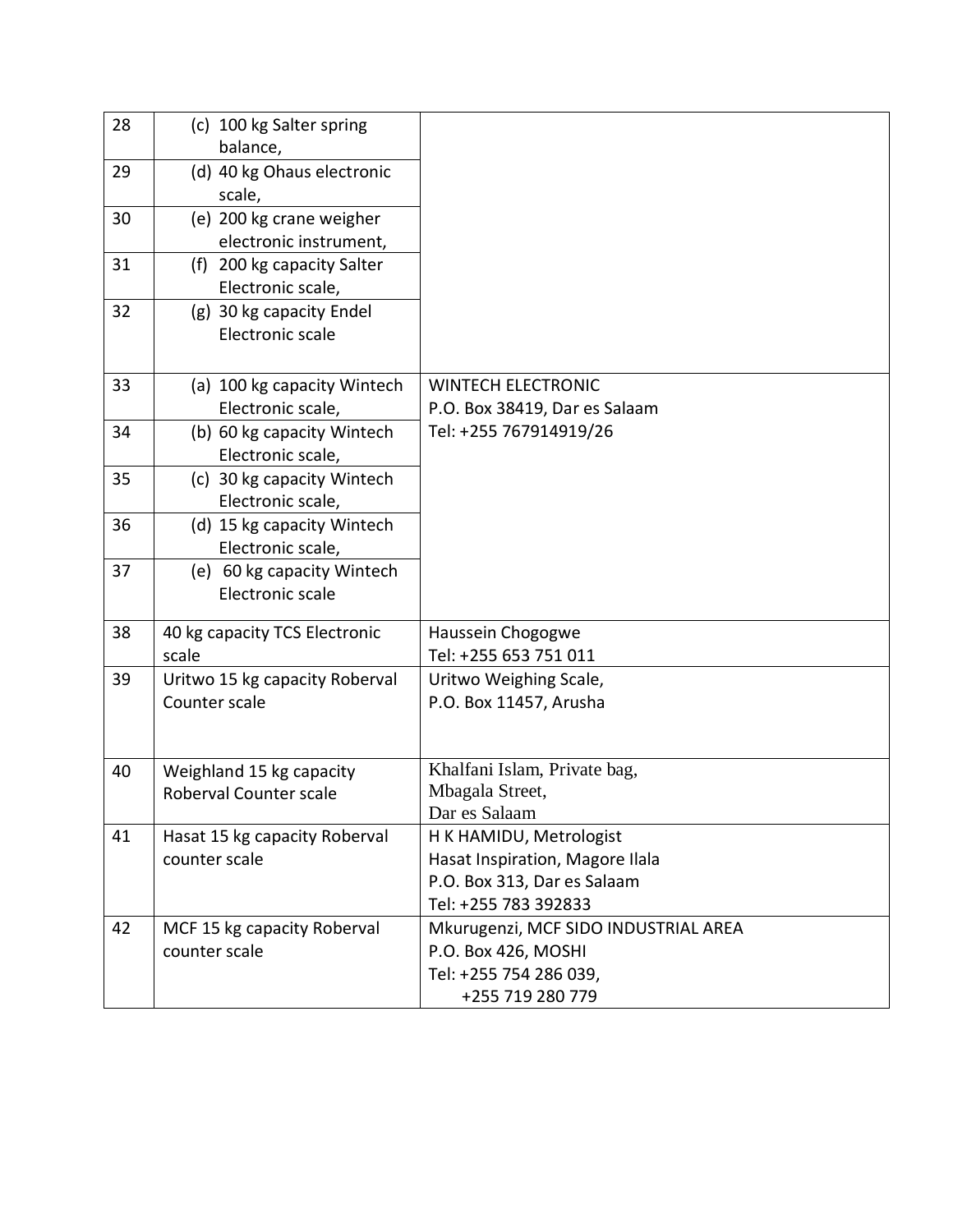| | | |
|---|---|---|
| 28 | (c) 100 kg Salter spring balance, | |
| 29 | (d) 40 kg Ohaus electronic scale, | |
| 30 | (e) 200 kg crane weigher electronic instrument, | |
| 31 | (f) 200 kg capacity Salter Electronic scale, | |
| 32 | (g) 30 kg capacity Endel Electronic scale | |
| 33 | (a) 100 kg capacity Wintech Electronic scale, | WINTECH ELECTRONIC<br>P.O. Box 38419, Dar es Salaam<br>Tel: +255 767914919/26 |
| 34 | (b) 60 kg capacity Wintech Electronic scale, | |
| 35 | (c) 30 kg capacity Wintech Electronic scale, | |
| 36 | (d) 15 kg capacity Wintech Electronic scale, | |
| 37 | (e) 60 kg capacity Wintech Electronic scale | |
| 38 | 40 kg capacity TCS Electronic scale | Haussein Chogogwe<br>Tel: +255 653 751 011 |
| 39 | Uritwo 15 kg capacity Roberval Counter scale | Uritwo Weighing Scale,<br>P.O. Box 11457, Arusha |
| 40 | Weighland 15 kg capacity Roberval Counter scale | Khalfani Islam, Private bag,<br>Mbagala Street,<br>Dar es Salaam |
| 41 | Hasat 15 kg capacity Roberval counter scale | H K HAMIDU, Metrologist<br>Hasat Inspiration, Magore Ilala<br>P.O. Box 313, Dar es Salaam<br>Tel: +255 783 392833 |
| 42 | MCF 15 kg capacity Roberval counter scale | Mkurugenzi, MCF SIDO INDUSTRIAL AREA<br>P.O. Box 426, MOSHI<br>Tel: +255 754 286 039,<br>+255 719 280 779 |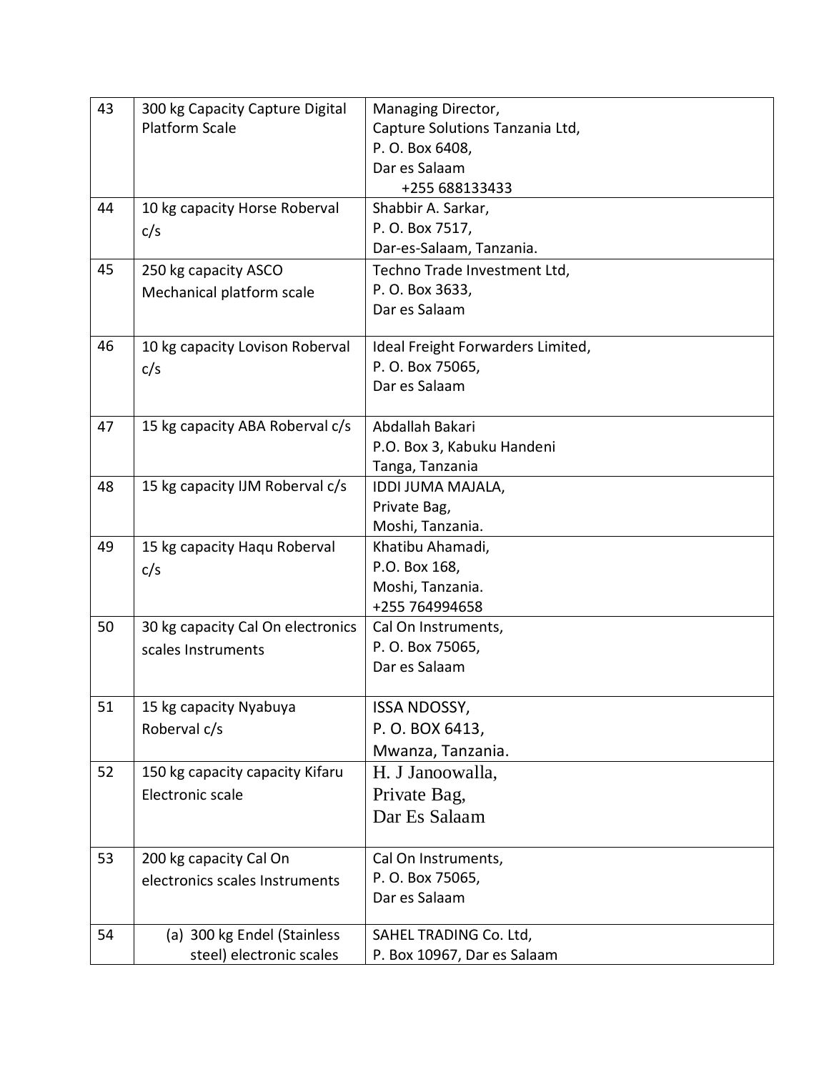| | | |
|---|---|---|
| 43 | 300 kg Capacity Capture Digital Platform Scale | Managing Director,<br>Capture Solutions Tanzania Ltd,<br>P. O. Box 6408,<br>Dar es Salaam<br>+255 688133433 |
| 44 | 10 kg capacity Horse Roberval c/s | Shabbir A. Sarkar,<br>P. O. Box 7517,<br>Dar-es-Salaam, Tanzania. |
| 45 | 250 kg capacity ASCO Mechanical platform scale | Techno Trade Investment Ltd,<br>P. O. Box 3633,<br>Dar es Salaam |
| 46 | 10 kg capacity Lovison Roberval c/s | Ideal Freight Forwarders Limited,<br>P. O. Box 75065,<br>Dar es Salaam |
| 47 | 15 kg capacity ABA Roberval c/s | Abdallah Bakari<br>P.O. Box 3, Kabuku Handeni<br>Tanga, Tanzania |
| 48 | 15 kg capacity IJM Roberval c/s | IDDI JUMA MAJALA,<br>Private Bag,<br>Moshi, Tanzania. |
| 49 | 15 kg capacity Haqu Roberval c/s | Khatibu Ahamadi,<br>P.O. Box 168,<br>Moshi, Tanzania.<br>+255 764994658 |
| 50 | 30 kg capacity Cal On electronics scales Instruments | Cal On Instruments,<br>P. O. Box 75065,<br>Dar es Salaam |
| 51 | 15 kg capacity Nyabuya Roberval c/s | ISSA NDOSSY,<br>P. O. BOX 6413,<br>Mwanza, Tanzania. |
| 52 | 150 kg capacity capacity Kifaru Electronic scale | H. J Janoowalla,<br>Private Bag,<br>Dar Es Salaam |
| 53 | 200 kg capacity Cal On electronics scales Instruments | Cal On Instruments,<br>P. O. Box 75065,<br>Dar es Salaam |
| 54 | (a) 300 kg Endel (Stainless steel) electronic scales | SAHEL TRADING Co. Ltd,<br>P. Box 10967, Dar es Salaam |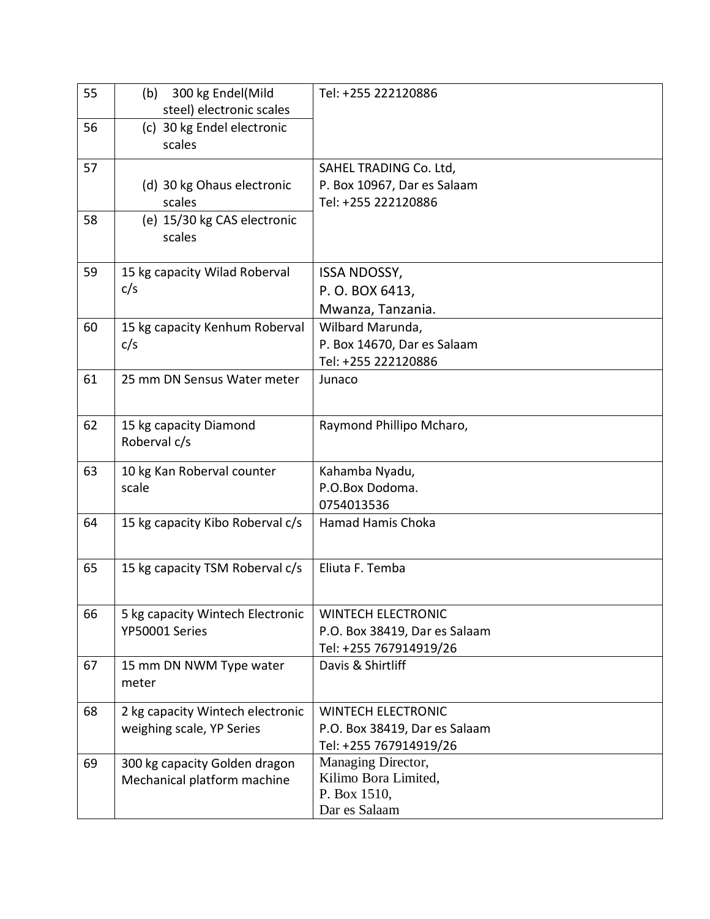| | | |
|---|---|---|
| 55 | (b) 300 kg Endel(Mild steel) electronic scales | Tel: +255 222120886 |
| 56 | (c) 30 kg Endel electronic scales | |
| 57 | (d) 30 kg Ohaus electronic scales | SAHEL TRADING Co. Ltd,<br>P. Box 10967, Dar es Salaam<br>Tel: +255 222120886 |
| 58 | (e) 15/30 kg CAS electronic scales | |
| 59 | 15 kg capacity Wilad Roberval c/s | ISSA NDOSSY,<br>P. O. BOX 6413,<br>Mwanza, Tanzania. |
| 60 | 15 kg capacity Kenhum Roberval c/s | Wilbard Marunda,<br>P. Box 14670, Dar es Salaam<br>Tel: +255 222120886 |
| 61 | 25 mm DN Sensus Water meter | Junaco |
| 62 | 15 kg capacity Diamond Roberval c/s | Raymond Phillipo Mcharo, |
| 63 | 10 kg Kan Roberval counter scale | Kahamba Nyadu,<br>P.O.Box Dodoma.<br>0754013536 |
| 64 | 15 kg capacity Kibo Roberval c/s | Hamad Hamis Choka |
| 65 | 15 kg capacity TSM Roberval c/s | Eliuta F. Temba |
| 66 | 5 kg capacity Wintech Electronic YP50001 Series | WINTECH ELECTRONIC<br>P.O. Box 38419, Dar es Salaam<br>Tel: +255 767914919/26 |
| 67 | 15 mm DN NWM Type water meter | Davis & Shirtliff |
| 68 | 2 kg capacity Wintech electronic weighing scale, YP Series | WINTECH ELECTRONIC<br>P.O. Box 38419, Dar es Salaam<br>Tel: +255 767914919/26 |
| 69 | 300 kg capacity Golden dragon Mechanical platform machine | Managing Director,<br>Kilimo Bora Limited,<br>P. Box 1510,<br>Dar es Salaam |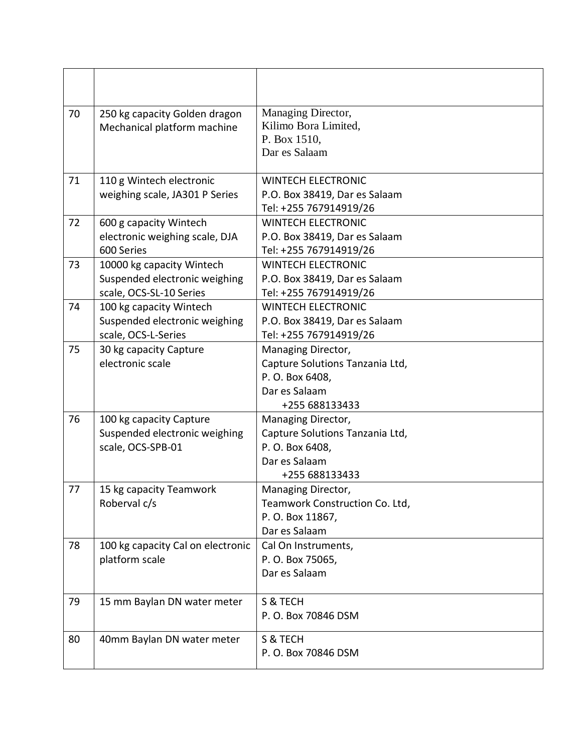|  |  |  |
|---|---|---|
| 70 | 250 kg capacity Golden dragon Mechanical platform machine | Managing Director,<br>Kilimo Bora Limited,<br>P. Box 1510,<br>Dar es Salaam |
| 71 | 110 g Wintech electronic weighing scale, JA301 P Series | WINTECH ELECTRONIC<br>P.O. Box 38419, Dar es Salaam<br>Tel: +255 767914919/26 |
| 72 | 600 g capacity Wintech electronic weighing scale, DJA 600 Series | WINTECH ELECTRONIC<br>P.O. Box 38419, Dar es Salaam<br>Tel: +255 767914919/26 |
| 73 | 10000 kg capacity Wintech Suspended electronic weighing scale, OCS-SL-10 Series | WINTECH ELECTRONIC<br>P.O. Box 38419, Dar es Salaam<br>Tel: +255 767914919/26 |
| 74 | 100 kg capacity Wintech Suspended electronic weighing scale, OCS-L-Series | WINTECH ELECTRONIC<br>P.O. Box 38419, Dar es Salaam<br>Tel: +255 767914919/26 |
| 75 | 30 kg capacity Capture electronic scale | Managing Director,<br>Capture Solutions Tanzania Ltd,<br>P. O. Box 6408,<br>Dar es Salaam<br>+255 688133433 |
| 76 | 100 kg capacity Capture Suspended electronic weighing scale, OCS-SPB-01 | Managing Director,<br>Capture Solutions Tanzania Ltd,<br>P. O. Box 6408,<br>Dar es Salaam<br>+255 688133433 |
| 77 | 15 kg capacity Teamwork Roberval c/s | Managing Director,<br>Teamwork Construction Co. Ltd,<br>P. O. Box 11867,<br>Dar es Salaam |
| 78 | 100 kg capacity Cal on electronic platform scale | Cal On Instruments,<br>P. O. Box 75065,<br>Dar es Salaam |
| 79 | 15 mm Baylan DN water meter | S & TECH<br>P. O. Box 70846 DSM |
| 80 | 40mm Baylan DN water meter | S & TECH<br>P. O. Box 70846 DSM |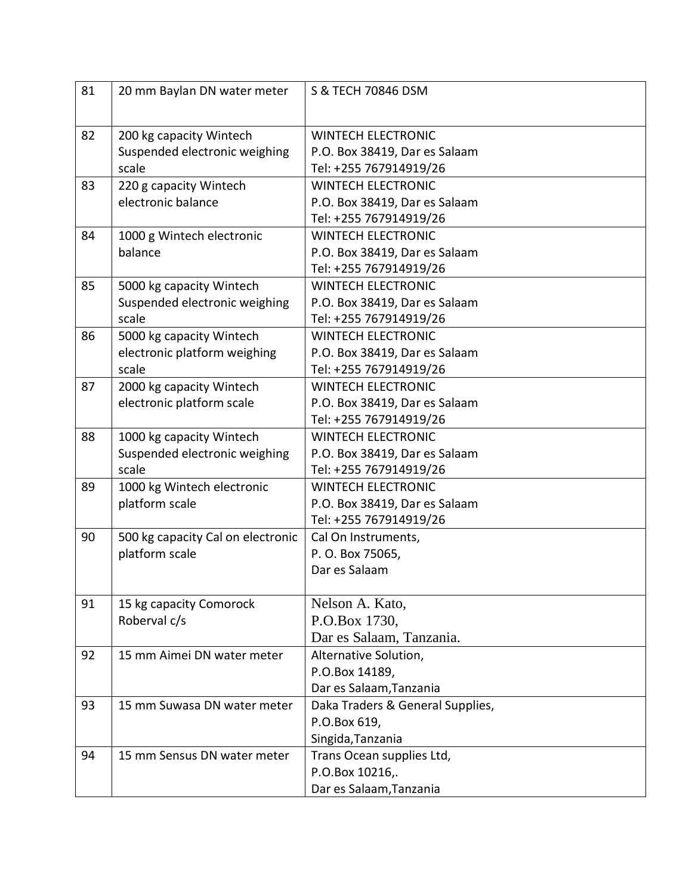| | | |
|---|---|---|
| 81 | 20 mm Baylan DN water meter | S & TECH 70846 DSM |
| 82 | 200 kg capacity Wintech Suspended electronic weighing scale | WINTECH ELECTRONIC<br>P.O. Box 38419, Dar es Salaam<br>Tel: +255 767914919/26 |
| 83 | 220 g capacity Wintech electronic balance | WINTECH ELECTRONIC<br>P.O. Box 38419, Dar es Salaam<br>Tel: +255 767914919/26 |
| 84 | 1000 g Wintech electronic balance | WINTECH ELECTRONIC<br>P.O. Box 38419, Dar es Salaam<br>Tel: +255 767914919/26 |
| 85 | 5000 kg capacity Wintech Suspended electronic weighing scale | WINTECH ELECTRONIC<br>P.O. Box 38419, Dar es Salaam<br>Tel: +255 767914919/26 |
| 86 | 5000 kg capacity Wintech electronic platform weighing scale | WINTECH ELECTRONIC<br>P.O. Box 38419, Dar es Salaam<br>Tel: +255 767914919/26 |
| 87 | 2000 kg capacity Wintech electronic platform scale | WINTECH ELECTRONIC<br>P.O. Box 38419, Dar es Salaam<br>Tel: +255 767914919/26 |
| 88 | 1000 kg capacity Wintech Suspended electronic weighing scale | WINTECH ELECTRONIC<br>P.O. Box 38419, Dar es Salaam<br>Tel: +255 767914919/26 |
| 89 | 1000 kg Wintech electronic platform scale | WINTECH ELECTRONIC<br>P.O. Box 38419, Dar es Salaam<br>Tel: +255 767914919/26 |
| 90 | 500 kg capacity Cal on electronic platform scale | Cal On Instruments,<br>P. O. Box 75065,<br>Dar es Salaam |
| 91 | 15 kg capacity Comorock Roberval c/s | Nelson A. Kato,<br>P.O.Box 1730,<br>Dar es Salaam, Tanzania. |
| 92 | 15 mm Aimei DN water meter | Alternative Solution,<br>P.O.Box 14189,<br>Dar es Salaam,Tanzania |
| 93 | 15 mm Suwasa DN water meter | Daka Traders & General Supplies,<br>P.O.Box 619,<br>Singida,Tanzania |
| 94 | 15 mm Sensus DN water meter | Trans Ocean supplies Ltd,<br>P.O.Box 10216,.<br>Dar es Salaam,Tanzania |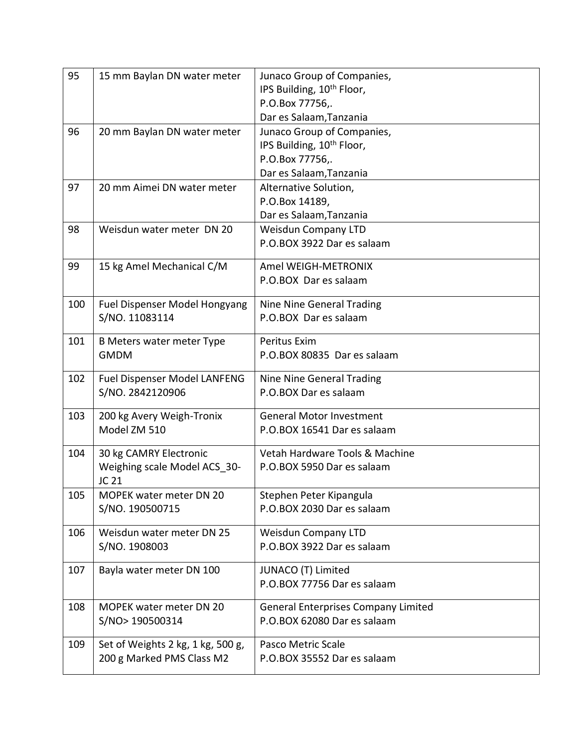| 95 | 15 mm Baylan DN water meter | Junaco Group of Companies, IPS Building, 10th Floor, P.O.Box 77756,. Dar es Salaam,Tanzania |
|---|---|---|
| 96 | 20 mm Baylan DN water meter | Junaco Group of Companies, IPS Building, 10th Floor, P.O.Box 77756,. Dar es Salaam,Tanzania |
| 97 | 20 mm Aimei DN water meter | Alternative Solution, P.O.Box 14189, Dar es Salaam,Tanzania |
| 98 | Weisdun water meter DN 20 | Weisdun Company LTD P.O.BOX 3922 Dar es salaam |
| 99 | 15 kg Amel Mechanical C/M | Amel WEIGH-METRONIX P.O.BOX Dar es salaam |
| 100 | Fuel Dispenser Model Hongyang S/NO. 11083114 | Nine Nine General Trading P.O.BOX Dar es salaam |
| 101 | B Meters water meter Type GMDM | Peritus Exim P.O.BOX 80835 Dar es salaam |
| 102 | Fuel Dispenser Model LANFENG S/NO. 2842120906 | Nine Nine General Trading P.O.BOX Dar es salaam |
| 103 | 200 kg Avery Weigh-Tronix Model ZM 510 | General Motor Investment P.O.BOX 16541 Dar es salaam |
| 104 | 30 kg CAMRY Electronic Weighing scale Model ACS_30-JC 21 | Vetah Hardware Tools & Machine P.O.BOX 5950 Dar es salaam |
| 105 | MOPEK water meter DN 20 S/NO. 190500715 | Stephen Peter Kipangula P.O.BOX 2030 Dar es salaam |
| 106 | Weisdun water meter DN 25 S/NO. 1908003 | Weisdun Company LTD P.O.BOX 3922 Dar es salaam |
| 107 | Bayla water meter DN 100 | JUNACO (T) Limited P.O.BOX 77756 Dar es salaam |
| 108 | MOPEK water meter DN 20 S/NO> 190500314 | General Enterprises Company Limited P.O.BOX 62080 Dar es salaam |
| 109 | Set of Weights 2 kg, 1 kg, 500 g, 200 g Marked PMS Class M2 | Pasco Metric Scale P.O.BOX 35552 Dar es salaam |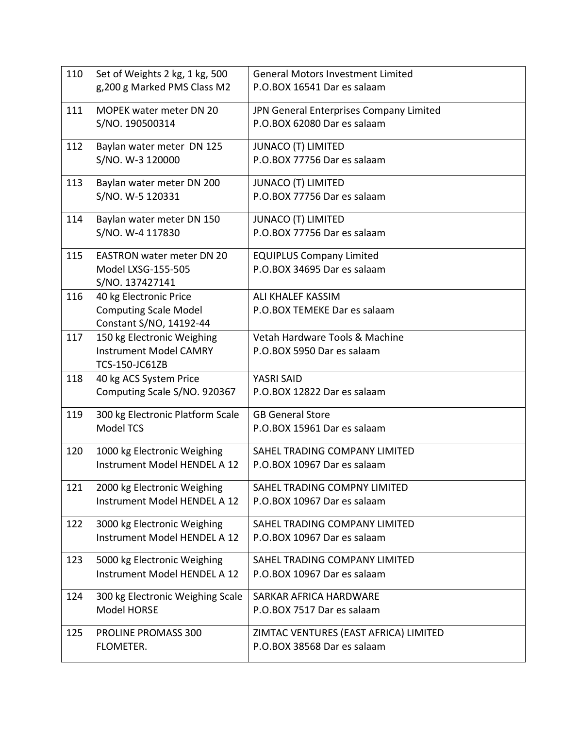| 110 | Set of Weights 2 kg, 1 kg, 500 g,200 g Marked PMS Class M2 | General Motors Investment Limited P.O.BOX 16541 Dar es salaam |
|---|---|---|
| 111 | MOPEK water meter DN 20 S/NO. 190500314 | JPN General Enterprises Company Limited P.O.BOX 62080 Dar es salaam |
| 112 | Baylan water meter DN 125 S/NO. W-3 120000 | JUNACO (T) LIMITED P.O.BOX 77756 Dar es salaam |
| 113 | Baylan water meter DN 200 S/NO. W-5 120331 | JUNACO (T) LIMITED P.O.BOX 77756 Dar es salaam |
| 114 | Baylan water meter DN 150 S/NO. W-4 117830 | JUNACO (T) LIMITED P.O.BOX 77756 Dar es salaam |
| 115 | EASTRON water meter DN 20 Model LXSG-155-505 S/NO. 137427141 | EQUIPLUS Company Limited P.O.BOX 34695 Dar es salaam |
| 116 | 40 kg Electronic Price Computing Scale Model Constant S/NO, 14192-44 | ALI KHALEF KASSIM P.O.BOX TEMEKE Dar es salaam |
| 117 | 150 kg Electronic Weighing Instrument Model CAMRY TCS-150-JC61ZB | Vetah Hardware Tools & Machine P.O.BOX 5950 Dar es salaam |
| 118 | 40 kg ACS System Price Computing Scale S/NO. 920367 | YASRI SAID P.O.BOX 12822 Dar es salaam |
| 119 | 300 kg Electronic Platform Scale Model TCS | GB General Store P.O.BOX 15961 Dar es salaam |
| 120 | 1000 kg Electronic Weighing Instrument Model HENDEL A 12 | SAHEL TRADING COMPANY LIMITED P.O.BOX 10967 Dar es salaam |
| 121 | 2000 kg Electronic Weighing Instrument Model HENDEL A 12 | SAHEL TRADING COMPNY LIMITED P.O.BOX 10967 Dar es salaam |
| 122 | 3000 kg Electronic Weighing Instrument Model HENDEL A 12 | SAHEL TRADING COMPANY LIMITED P.O.BOX 10967 Dar es salaam |
| 123 | 5000 kg Electronic Weighing Instrument Model HENDEL A 12 | SAHEL TRADING COMPANY LIMITED P.O.BOX 10967 Dar es salaam |
| 124 | 300 kg Electronic Weighing Scale Model HORSE | SARKAR AFRICA HARDWARE P.O.BOX 7517 Dar es salaam |
| 125 | PROLINE PROMASS 300 FLOMETER. | ZIMTAC VENTURES (EAST AFRICA) LIMITED P.O.BOX 38568 Dar es salaam |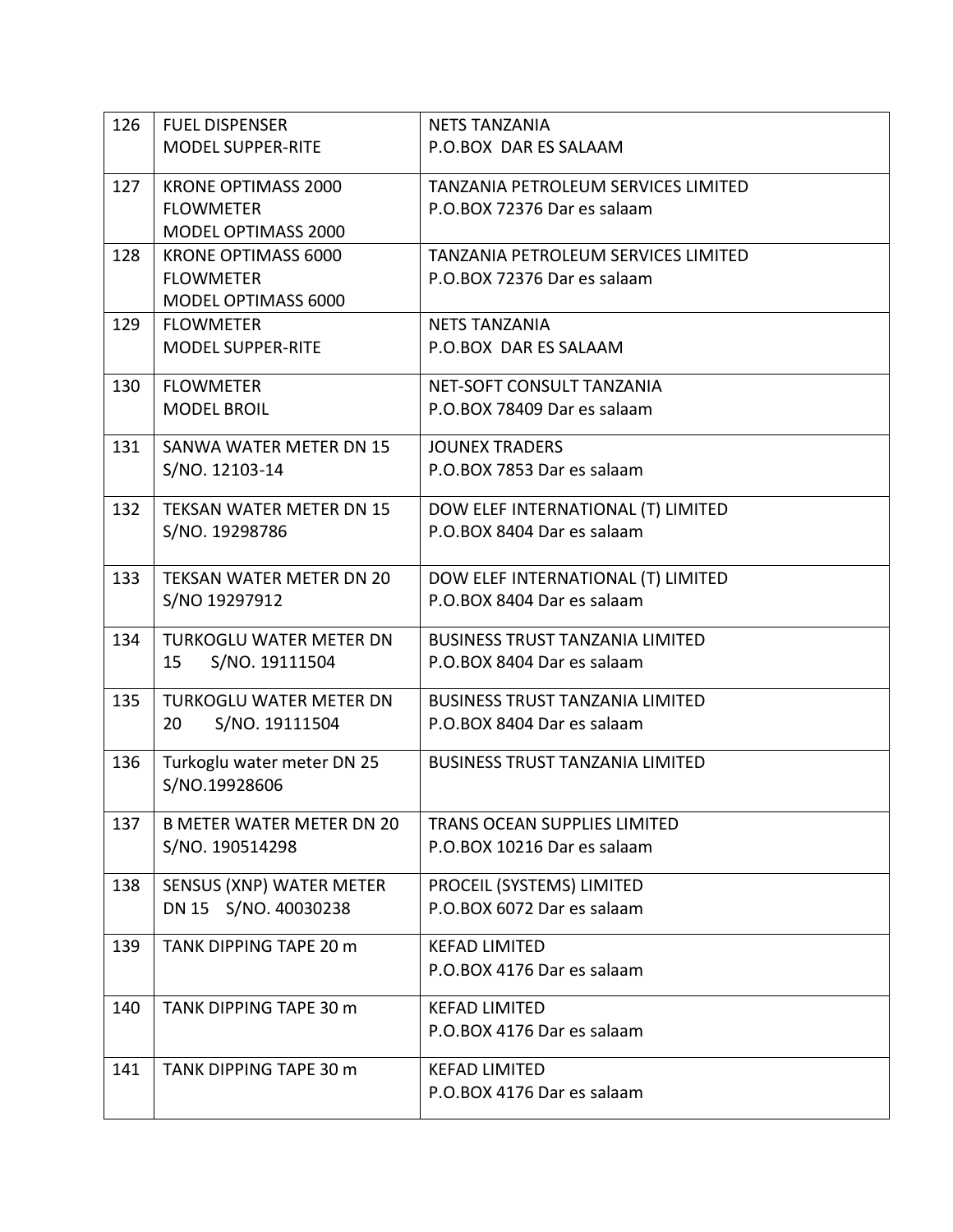| | | |
|---|---|---|
| 126 | FUEL DISPENSER<br>MODEL SUPPER-RITE | NETS TANZANIA<br>P.O.BOX DAR ES SALAAM |
| 127 | KRONE OPTIMASS 2000<br>FLOWMETER<br>MODEL OPTIMASS 2000 | TANZANIA PETROLEUM SERVICES LIMITED<br>P.O.BOX 72376 Dar es salaam |
| 128 | KRONE OPTIMASS 6000<br>FLOWMETER<br>MODEL OPTIMASS 6000 | TANZANIA PETROLEUM SERVICES LIMITED<br>P.O.BOX 72376 Dar es salaam |
| 129 | FLOWMETER<br>MODEL SUPPER-RITE | NETS TANZANIA<br>P.O.BOX DAR ES SALAAM |
| 130 | FLOWMETER<br>MODEL BROIL | NET-SOFT CONSULT TANZANIA<br>P.O.BOX 78409 Dar es salaam |
| 131 | SANWA WATER METER DN 15<br>S/NO. 12103-14 | JOUNEX TRADERS<br>P.O.BOX 7853 Dar es salaam |
| 132 | TEKSAN WATER METER DN 15<br>S/NO. 19298786 | DOW ELEF INTERNATIONAL (T) LIMITED<br>P.O.BOX 8404 Dar es salaam |
| 133 | TEKSAN WATER METER DN 20<br>S/NO 19297912 | DOW ELEF INTERNATIONAL (T) LIMITED<br>P.O.BOX 8404 Dar es salaam |
| 134 | TURKOGLU WATER METER DN 15 S/NO. 19111504 | BUSINESS TRUST TANZANIA LIMITED<br>P.O.BOX 8404 Dar es salaam |
| 135 | TURKOGLU WATER METER DN 20 S/NO. 19111504 | BUSINESS TRUST TANZANIA LIMITED<br>P.O.BOX 8404 Dar es salaam |
| 136 | Turkoglu water meter DN 25<br>S/NO.19928606 | BUSINESS TRUST TANZANIA LIMITED |
| 137 | B METER WATER METER DN 20<br>S/NO. 190514298 | TRANS OCEAN SUPPLIES LIMITED<br>P.O.BOX 10216 Dar es salaam |
| 138 | SENSUS (XNP) WATER METER<br>DN 15 S/NO. 40030238 | PROCEIL (SYSTEMS) LIMITED<br>P.O.BOX 6072 Dar es salaam |
| 139 | TANK DIPPING TAPE 20 m | KEFAD LIMITED<br>P.O.BOX 4176 Dar es salaam |
| 140 | TANK DIPPING TAPE 30 m | KEFAD LIMITED<br>P.O.BOX 4176 Dar es salaam |
| 141 | TANK DIPPING TAPE 30 m | KEFAD LIMITED<br>P.O.BOX 4176 Dar es salaam |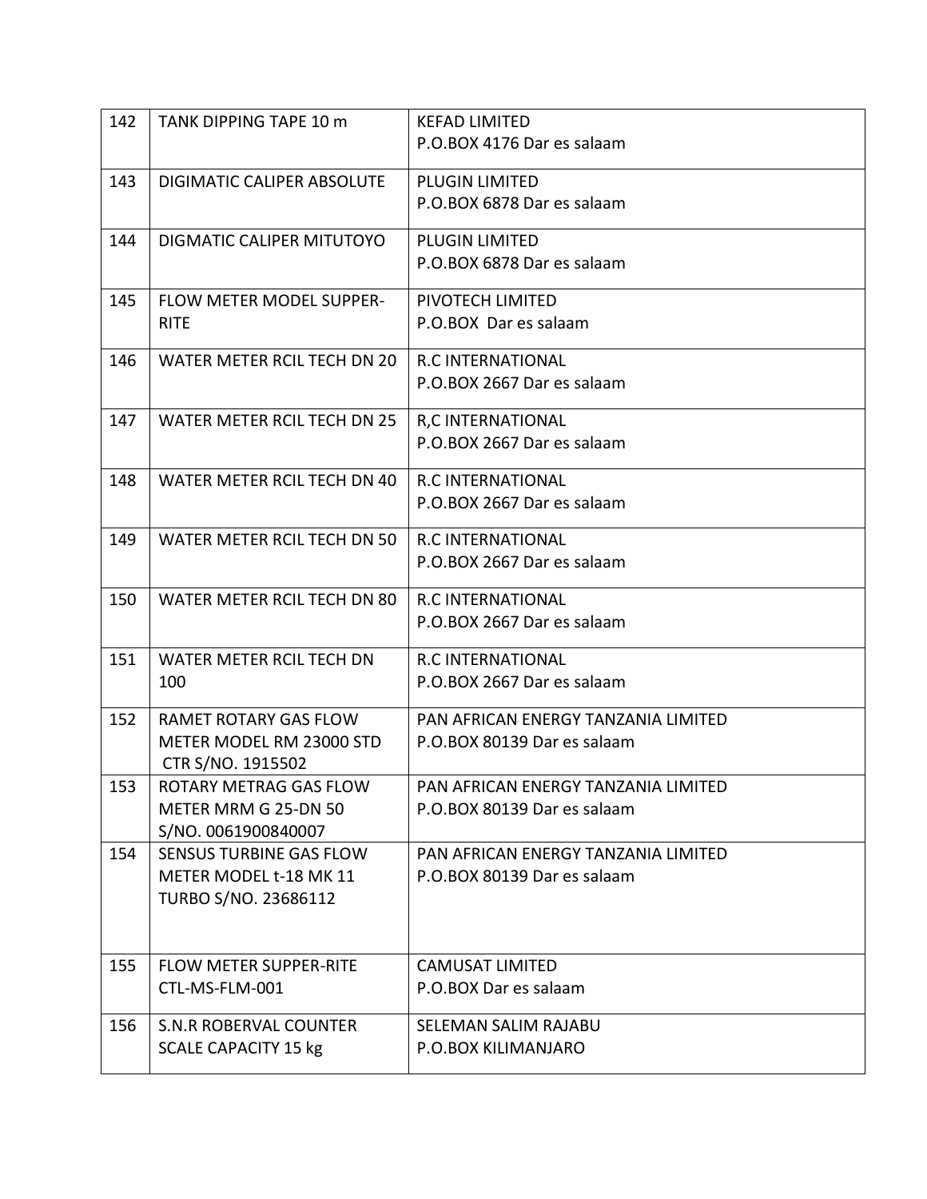| 142 | TANK DIPPING TAPE 10 m | KEFAD LIMITED<br>P.O.BOX 4176 Dar es salaam |
|---|---|---|
| 143 | DIGIMATIC CALIPER ABSOLUTE | PLUGIN LIMITED<br>P.O.BOX 6878 Dar es salaam |
| 144 | DIGMATIC CALIPER MITUTOYO | PLUGIN LIMITED<br>P.O.BOX 6878 Dar es salaam |
| 145 | FLOW METER MODEL SUPPER-RITE | PIVOTECH LIMITED<br>P.O.BOX Dar es salaam |
| 146 | WATER METER RCIL TECH DN 20 | R.C INTERNATIONAL<br>P.O.BOX 2667 Dar es salaam |
| 147 | WATER METER RCIL TECH DN 25 | R,C INTERNATIONAL<br>P.O.BOX 2667 Dar es salaam |
| 148 | WATER METER RCIL TECH DN 40 | R.C INTERNATIONAL<br>P.O.BOX 2667 Dar es salaam |
| 149 | WATER METER RCIL TECH DN 50 | R.C INTERNATIONAL<br>P.O.BOX 2667 Dar es salaam |
| 150 | WATER METER RCIL TECH DN 80 | R.C INTERNATIONAL<br>P.O.BOX 2667 Dar es salaam |
| 151 | WATER METER RCIL TECH DN 100 | R.C INTERNATIONAL<br>P.O.BOX 2667 Dar es salaam |
| 152 | RAMET ROTARY GAS FLOW METER MODEL RM 23000 STD CTR S/NO. 1915502 | PAN AFRICAN ENERGY TANZANIA LIMITED<br>P.O.BOX 80139 Dar es salaam |
| 153 | ROTARY METRAG GAS FLOW METER MRM G 25-DN 50 S/NO. 0061900840007 | PAN AFRICAN ENERGY TANZANIA LIMITED<br>P.O.BOX 80139 Dar es salaam |
| 154 | SENSUS TURBINE GAS FLOW METER MODEL t-18 MK 11 TURBO S/NO. 23686112 | PAN AFRICAN ENERGY TANZANIA LIMITED<br>P.O.BOX 80139 Dar es salaam |
| 155 | FLOW METER SUPPER-RITE CTL-MS-FLM-001 | CAMUSAT LIMITED<br>P.O.BOX Dar es salaam |
| 156 | S.N.R ROBERVAL COUNTER SCALE CAPACITY 15 kg | SELEMAN SALIM RAJABU<br>P.O.BOX KILIMANJARO |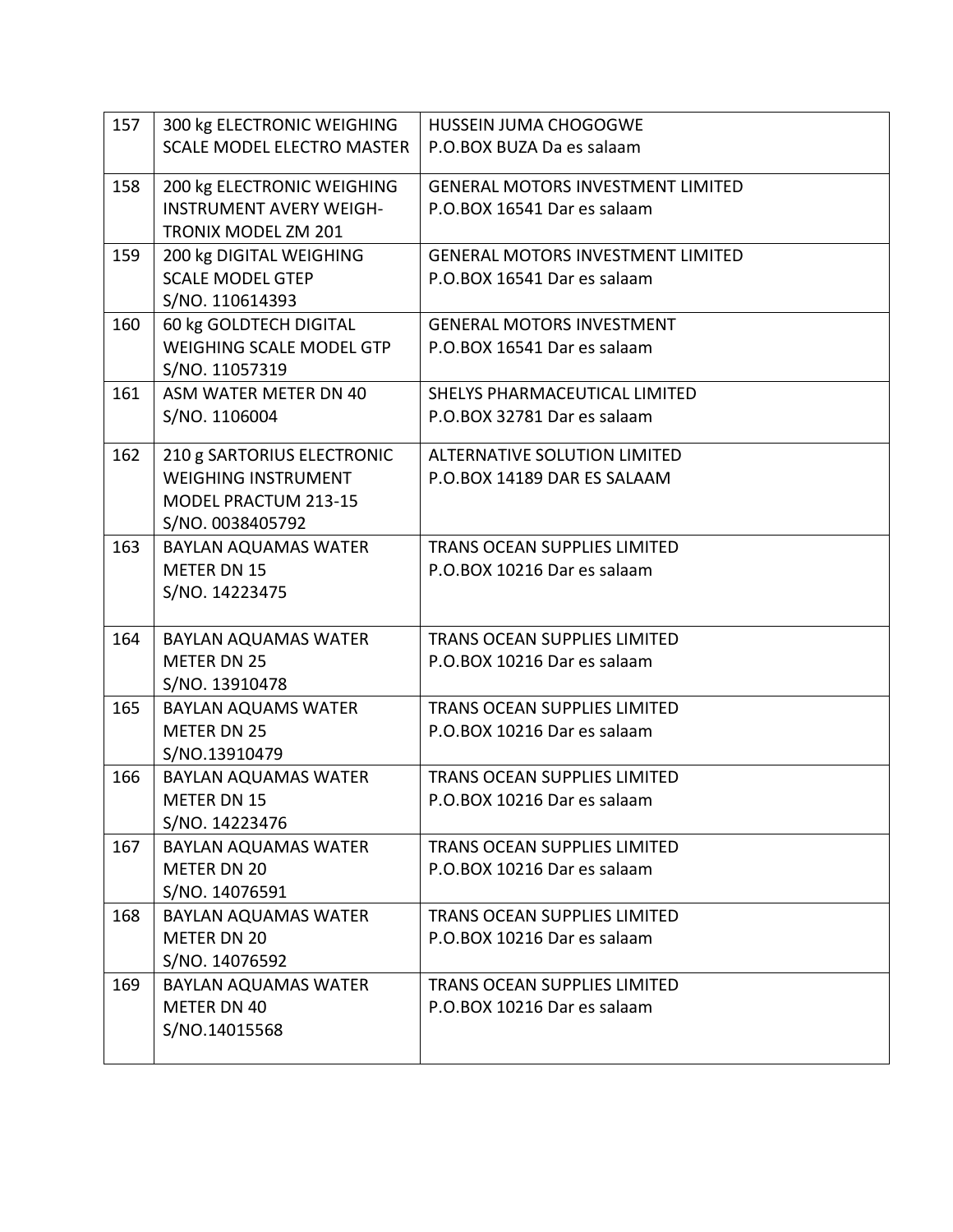| 157 | 300 kg ELECTRONIC WEIGHING SCALE MODEL ELECTRO MASTER | HUSSEIN JUMA CHOGOGWE P.O.BOX BUZA Da es salaam |
|---|---|---|
| 158 | 200 kg ELECTRONIC WEIGHING INSTRUMENT AVERY WEIGH-TRONIX MODEL ZM 201 | GENERAL MOTORS INVESTMENT LIMITED P.O.BOX 16541 Dar es salaam |
| 159 | 200 kg DIGITAL WEIGHING SCALE MODEL GTEP S/NO. 110614393 | GENERAL MOTORS INVESTMENT LIMITED P.O.BOX 16541 Dar es salaam |
| 160 | 60 kg GOLDTECH DIGITAL WEIGHING SCALE MODEL GTP S/NO. 11057319 | GENERAL MOTORS INVESTMENT P.O.BOX 16541 Dar es salaam |
| 161 | ASM WATER METER DN 40 S/NO. 1106004 | SHELYS PHARMACEUTICAL LIMITED P.O.BOX 32781 Dar es salaam |
| 162 | 210 g SARTORIUS ELECTRONIC WEIGHING INSTRUMENT MODEL PRACTUM 213-15 S/NO. 0038405792 | ALTERNATIVE SOLUTION LIMITED P.O.BOX 14189 DAR ES SALAAM |
| 163 | BAYLAN AQUAMAS WATER METER DN 15 S/NO. 14223475 | TRANS OCEAN SUPPLIES LIMITED P.O.BOX 10216 Dar es salaam |
| 164 | BAYLAN AQUAMAS WATER METER DN 25 S/NO. 13910478 | TRANS OCEAN SUPPLIES LIMITED P.O.BOX 10216 Dar es salaam |
| 165 | BAYLAN AQUAMS WATER METER DN 25 S/NO.13910479 | TRANS OCEAN SUPPLIES LIMITED P.O.BOX 10216 Dar es salaam |
| 166 | BAYLAN AQUAMAS WATER METER DN 15 S/NO. 14223476 | TRANS OCEAN SUPPLIES LIMITED P.O.BOX 10216 Dar es salaam |
| 167 | BAYLAN AQUAMAS WATER METER DN 20 S/NO. 14076591 | TRANS OCEAN SUPPLIES LIMITED P.O.BOX 10216 Dar es salaam |
| 168 | BAYLAN AQUAMAS WATER METER DN 20 S/NO. 14076592 | TRANS OCEAN SUPPLIES LIMITED P.O.BOX 10216 Dar es salaam |
| 169 | BAYLAN AQUAMAS WATER METER DN 40 S/NO.14015568 | TRANS OCEAN SUPPLIES LIMITED P.O.BOX 10216 Dar es salaam |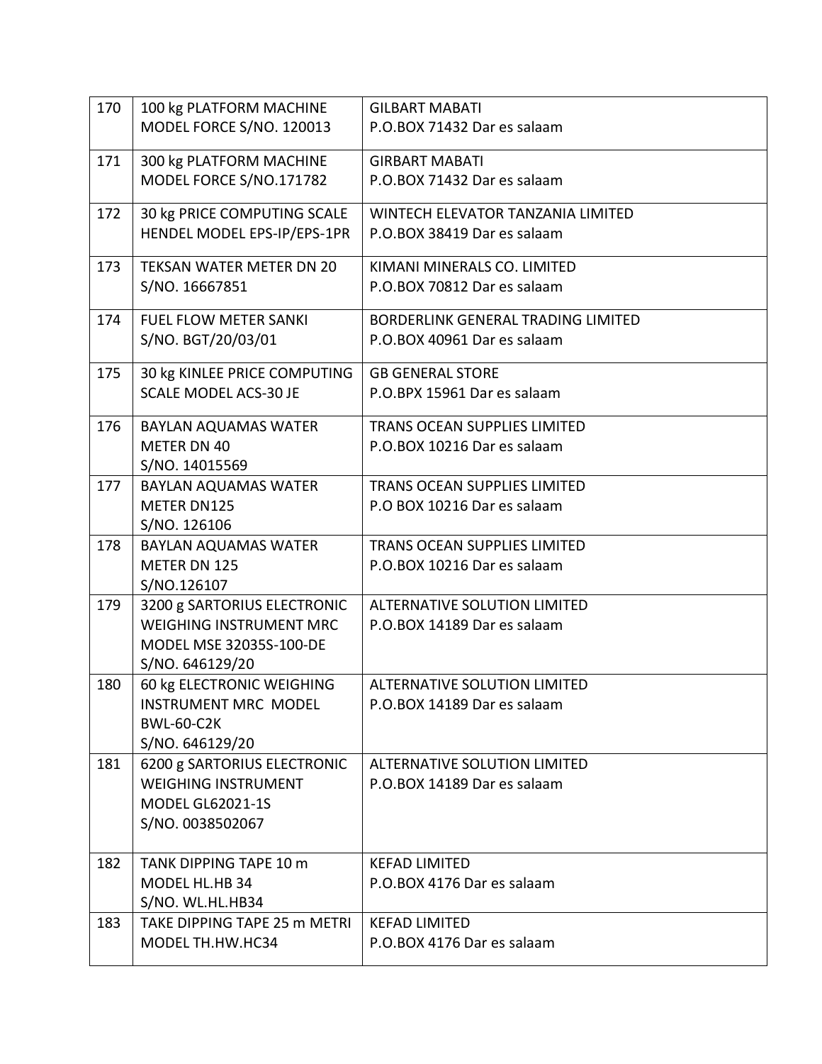| 170 | 100 kg PLATFORM MACHINE MODEL FORCE S/NO. 120013 | GILBART MABATI P.O.BOX 71432 Dar es salaam |
|---|---|---|
| 171 | 300 kg PLATFORM MACHINE MODEL FORCE S/NO.171782 | GIRBART MABATI P.O.BOX 71432 Dar es salaam |
| 172 | 30 kg PRICE COMPUTING SCALE HENDEL MODEL EPS-IP/EPS-1PR | WINTECH ELEVATOR TANZANIA LIMITED P.O.BOX 38419 Dar es salaam |
| 173 | TEKSAN WATER METER DN 20 S/NO. 16667851 | KIMANI MINERALS CO. LIMITED P.O.BOX 70812 Dar es salaam |
| 174 | FUEL FLOW METER SANKI S/NO. BGT/20/03/01 | BORDERLINK GENERAL TRADING LIMITED P.O.BOX 40961 Dar es salaam |
| 175 | 30 kg KINLEE PRICE COMPUTING SCALE MODEL ACS-30 JE | GB GENERAL STORE P.O.BPX 15961 Dar es salaam |
| 176 | BAYLAN AQUAMAS WATER METER DN 40 S/NO. 14015569 | TRANS OCEAN SUPPLIES LIMITED P.O.BOX 10216 Dar es salaam |
| 177 | BAYLAN AQUAMAS WATER METER DN125 S/NO. 126106 | TRANS OCEAN SUPPLIES LIMITED P.O BOX 10216 Dar es salaam |
| 178 | BAYLAN AQUAMAS WATER METER DN 125 S/NO.126107 | TRANS OCEAN SUPPLIES LIMITED P.O.BOX 10216 Dar es salaam |
| 179 | 3200 g SARTORIUS ELECTRONIC WEIGHING INSTRUMENT MRC MODEL MSE 32035S-100-DE S/NO. 646129/20 | ALTERNATIVE SOLUTION LIMITED P.O.BOX 14189 Dar es salaam |
| 180 | 60 kg ELECTRONIC WEIGHING INSTRUMENT MRC MODEL BWL-60-C2K S/NO. 646129/20 | ALTERNATIVE SOLUTION LIMITED P.O.BOX 14189 Dar es salaam |
| 181 | 6200 g SARTORIUS ELECTRONIC WEIGHING INSTRUMENT MODEL GL62021-1S S/NO. 0038502067 | ALTERNATIVE SOLUTION LIMITED P.O.BOX 14189 Dar es salaam |
| 182 | TANK DIPPING TAPE 10 m MODEL HL.HB 34 S/NO. WL.HL.HB34 | KEFAD LIMITED P.O.BOX 4176 Dar es salaam |
| 183 | TAKE DIPPING TAPE 25 m METRI MODEL TH.HW.HC34 | KEFAD LIMITED P.O.BOX 4176 Dar es salaam |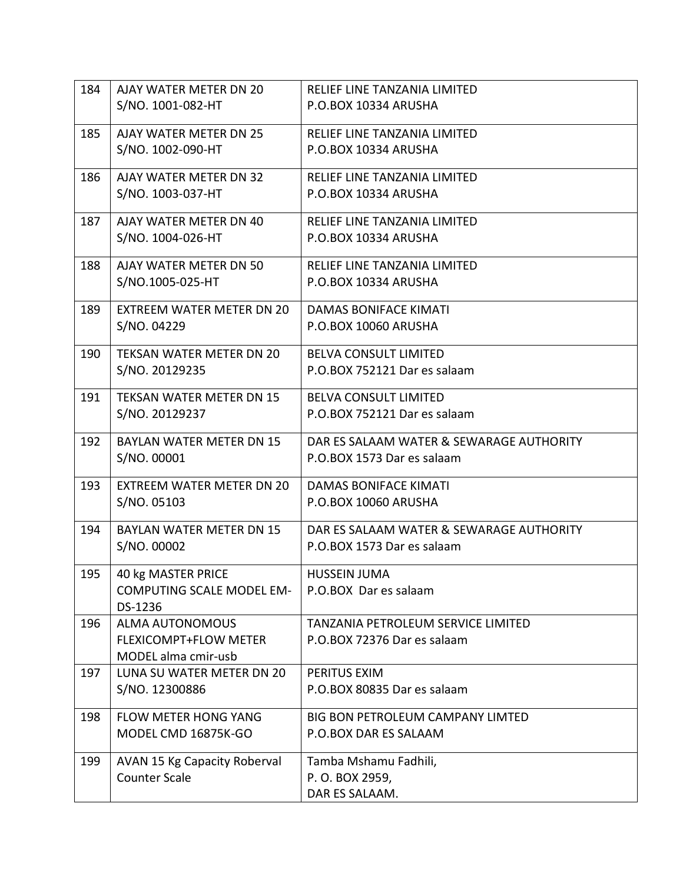| | | |
|---|---|---|
| 184 | AJAY WATER METER DN 20<br>S/NO. 1001-082-HT | RELIEF LINE TANZANIA LIMITED<br>P.O.BOX 10334 ARUSHA |
| 185 | AJAY WATER METER DN 25<br>S/NO. 1002-090-HT | RELIEF LINE TANZANIA LIMITED<br>P.O.BOX 10334 ARUSHA |
| 186 | AJAY WATER METER DN 32<br>S/NO. 1003-037-HT | RELIEF LINE TANZANIA LIMITED<br>P.O.BOX 10334 ARUSHA |
| 187 | AJAY WATER METER DN 40<br>S/NO. 1004-026-HT | RELIEF LINE TANZANIA LIMITED<br>P.O.BOX 10334 ARUSHA |
| 188 | AJAY WATER METER DN 50<br>S/NO.1005-025-HT | RELIEF LINE TANZANIA LIMITED<br>P.O.BOX 10334 ARUSHA |
| 189 | EXTREEM WATER METER DN 20<br>S/NO. 04229 | DAMAS BONIFACE KIMATI<br>P.O.BOX 10060 ARUSHA |
| 190 | TEKSAN WATER METER DN 20<br>S/NO. 20129235 | BELVA CONSULT LIMITED<br>P.O.BOX 752121 Dar es salaam |
| 191 | TEKSAN WATER METER DN 15<br>S/NO. 20129237 | BELVA CONSULT LIMITED<br>P.O.BOX 752121 Dar es salaam |
| 192 | BAYLAN WATER METER DN 15<br>S/NO. 00001 | DAR ES SALAAM WATER & SEWARAGE AUTHORITY<br>P.O.BOX 1573 Dar es salaam |
| 193 | EXTREEM WATER METER DN 20<br>S/NO. 05103 | DAMAS BONIFACE KIMATI<br>P.O.BOX 10060 ARUSHA |
| 194 | BAYLAN WATER METER DN 15<br>S/NO. 00002 | DAR ES SALAAM WATER & SEWARAGE AUTHORITY<br>P.O.BOX 1573 Dar es salaam |
| 195 | 40 kg MASTER PRICE COMPUTING SCALE MODEL EM-DS-1236 | HUSSEIN JUMA<br>P.O.BOX Dar es salaam |
| 196 | ALMA AUTONOMOUS FLEXICOMPT+FLOW METER MODEL alma cmir-usb | TANZANIA PETROLEUM SERVICE LIMITED<br>P.O.BOX 72376 Dar es salaam |
| 197 | LUNA SU WATER METER DN 20<br>S/NO. 12300886 | PERITUS EXIM<br>P.O.BOX 80835 Dar es salaam |
| 198 | FLOW METER HONG YANG MODEL CMD 16875K-GO | BIG BON PETROLEUM CAMPANY LIMTED<br>P.O.BOX DAR ES SALAAM |
| 199 | AVAN 15 Kg Capacity Roberval Counter Scale | Tamba Mshamu Fadhili,<br>P. O. BOX 2959,<br>DAR ES SALAAM. |